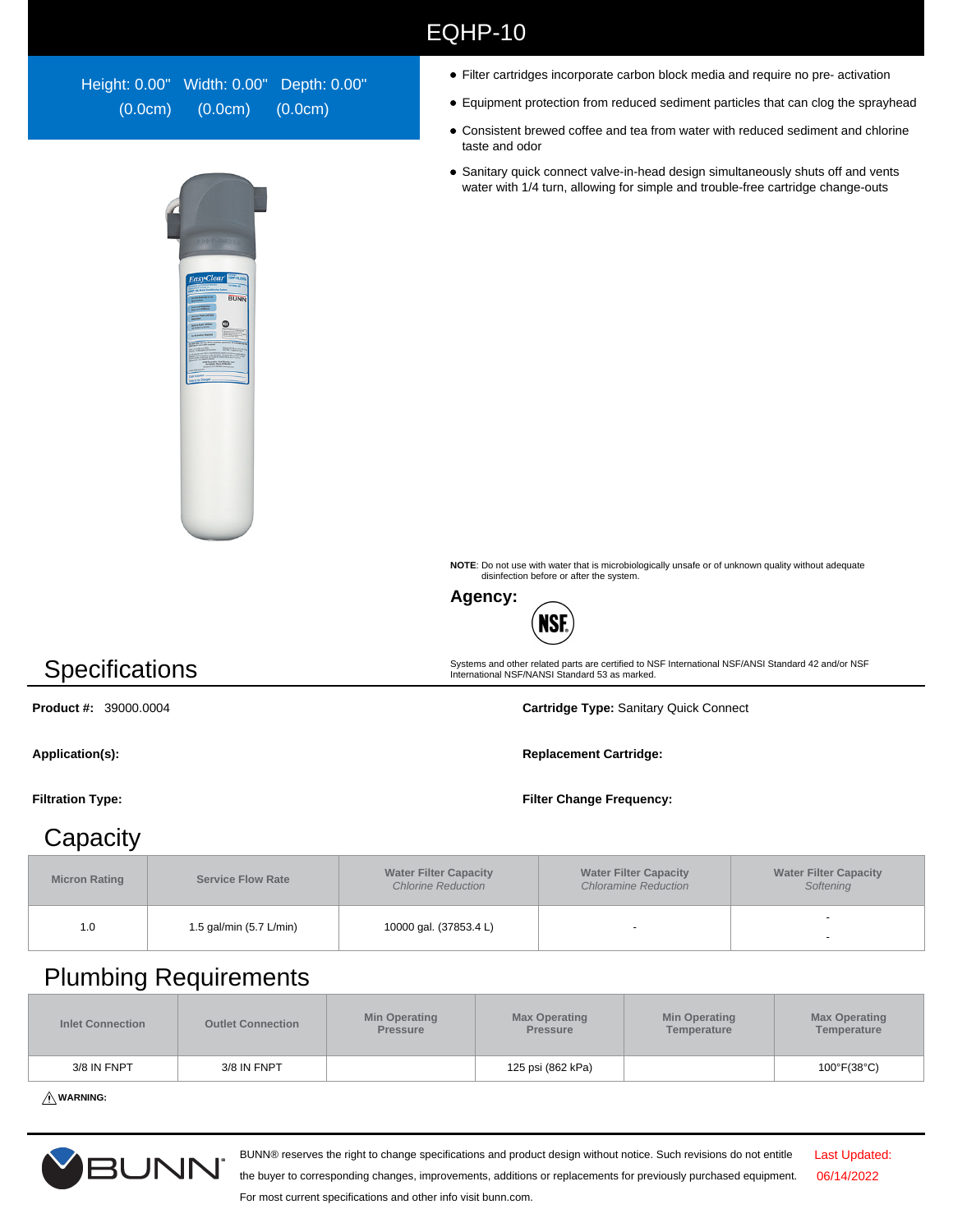# EQHP-10

Height: 0.00" Width: 0.00" Depth: 0.00"
(0.0cm) (0.0cm) (0.0cm)

- Filter cartridges incorporate carbon block media and require no pre- activation
- Equipment protection from reduced sediment particles that can clog the sprayhead
- Consistent brewed coffee and tea from water with reduced sediment and chlorine taste and odor
- Sanitary quick connect valve-in-head design simultaneously shuts off and vents water with 1/4 turn, allowing for simple and trouble-free cartridge change-outs

**NOTE**: Do not use with water that is microbiologically unsafe or of unknown quality without adequate disinfection before or after the system.

**Agency:**

NSF

Systems and other related parts are certified to NSF International NSF/ANSI Standard 42 and/or NSF International NSF/NANSI Standard 53 as marked.

## Specifications

**Product #:** 39000.0004

**Cartridge Type:** Sanitary Quick Connect

**Application(s):**

**Replacement Cartridge:**

**Filtration Type:**

**Filter Change Frequency:**

## Capacity

| Micron Rating | Service Flow Rate | Water Filter Capacity *Chlorine Reduction* | Water Filter Capacity *Chloramine Reduction* | Water Filter Capacity *Softening* |
|---|---|---|---|---|
| 1.0 | 1.5 gal/min (5.7 L/min) | 10000 gal. (37853.4 L) | - | - - |

## Plumbing Requirements

| Inlet Connection | Outlet Connection | Min Operating Pressure | Max Operating Pressure | Min Operating Temperature | Max Operating Temperature |
|---|---|---|---|---|---|
| 3/8 IN FNPT | 3/8 IN FNPT | | 125 psi (862 kPa) | | 100°F(38°C) |

⚠ **WARNING:**

BUNN® reserves the right to change specifications and product design without notice. Such revisions do not entitle the buyer to corresponding changes, improvements, additions or replacements for previously purchased equipment. For most current specifications and other info visit bunn.com.

Last Updated: 06/14/2022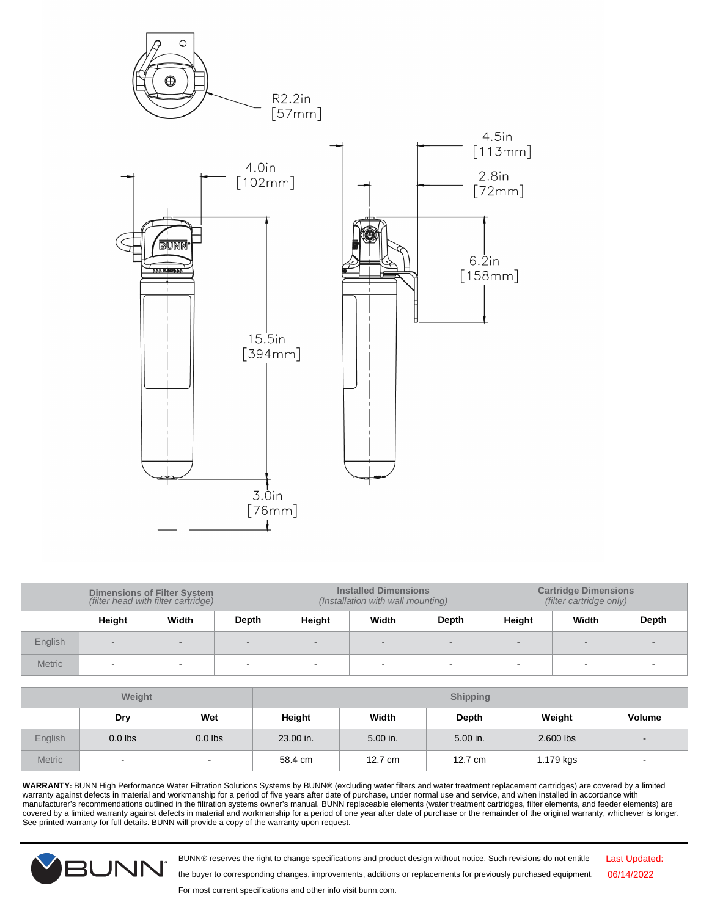R2.2in
[57mm]

4.0in
[102mm]

4.5in
[113mm]

2.8in
[72mm]

6.2in
[158mm]

15.5in
[394mm]

3.0in
[76mm]

| | Dimensions of Filter System *(filter head with filter cartridge)* | | | Installed Dimensions *(Installation with wall mounting)* | | | Cartridge Dimensions *(filter cartridge only)* | | |
|---|---|---|---|---|---|---|---|---|---|
| | **Height** | **Width** | **Depth** | **Height** | **Width** | **Depth** | **Height** | **Width** | **Depth** |
| English | - | - | - | - | - | - | - | - | - |
| Metric | - | - | - | - | - | - | - | - | - |

| | Weight | | Shipping | | | | |
|---|---|---|---|---|---|---|---|
| | **Dry** | **Wet** | **Height** | **Width** | **Depth** | **Weight** | **Volume** |
| English | 0.0 lbs | 0.0 lbs | 23.00 in. | 5.00 in. | 5.00 in. | 2.600 lbs | - |
| Metric | - | - | 58.4 cm | 12.7 cm | 12.7 cm | 1.179 kgs | - |

**WARRANTY:** BUNN High Performance Water Filtration Solutions Systems by BUNN® (excluding water filters and water treatment replacement cartridges) are covered by a limited warranty against defects in material and workmanship for a period of five years after date of purchase, under normal use and service, and when installed in accordance with manufacturer's recommendations outlined in the filtration systems owner's manual. BUNN replaceable elements (water treatment cartridges, filter elements, and feeder elements) are covered by a limited warranty against defects in material and workmanship for a period of one year after date of purchase or the remainder of the original warranty, whichever is longer. See printed warranty for full details. BUNN will provide a copy of the warranty upon request.

BUNN® reserves the right to change specifications and product design without notice. Such revisions do not entitle the buyer to corresponding changes, improvements, additions or replacements for previously purchased equipment. For most current specifications and other info visit bunn.com.

Last Updated: 06/14/2022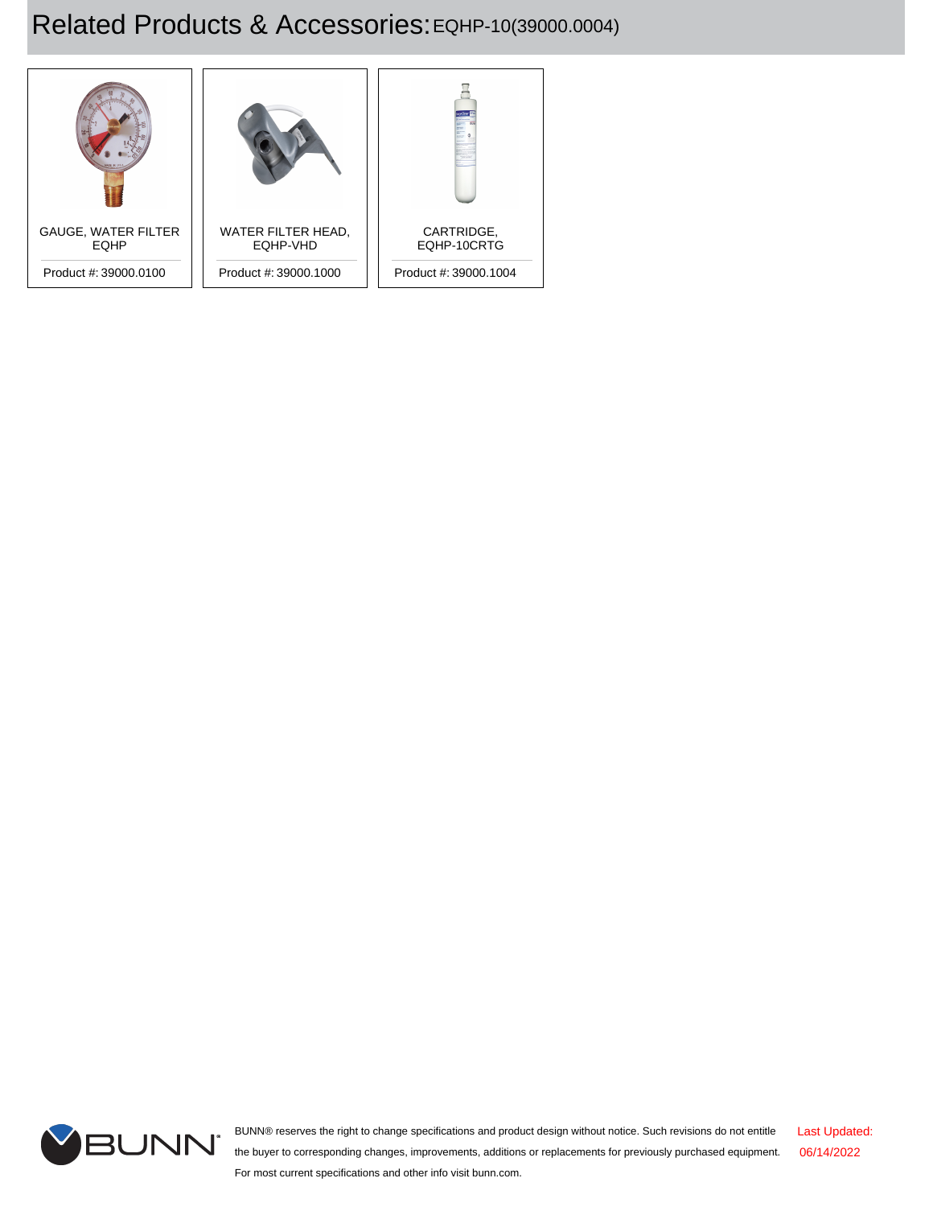# Related Products & Accessories: EQHP-10(39000.0004)

GAUGE, WATER FILTER EQHP

Product #: 39000.0100

WATER FILTER HEAD, EQHP-VHD

Product #: 39000.1000

CARTRIDGE, EQHP-10CRTG

Product #: 39000.1004

BUNN® reserves the right to change specifications and product design without notice. Such revisions do not entitle the buyer to corresponding changes, improvements, additions or replacements for previously purchased equipment. For most current specifications and other info visit bunn.com.

Last Updated: 06/14/2022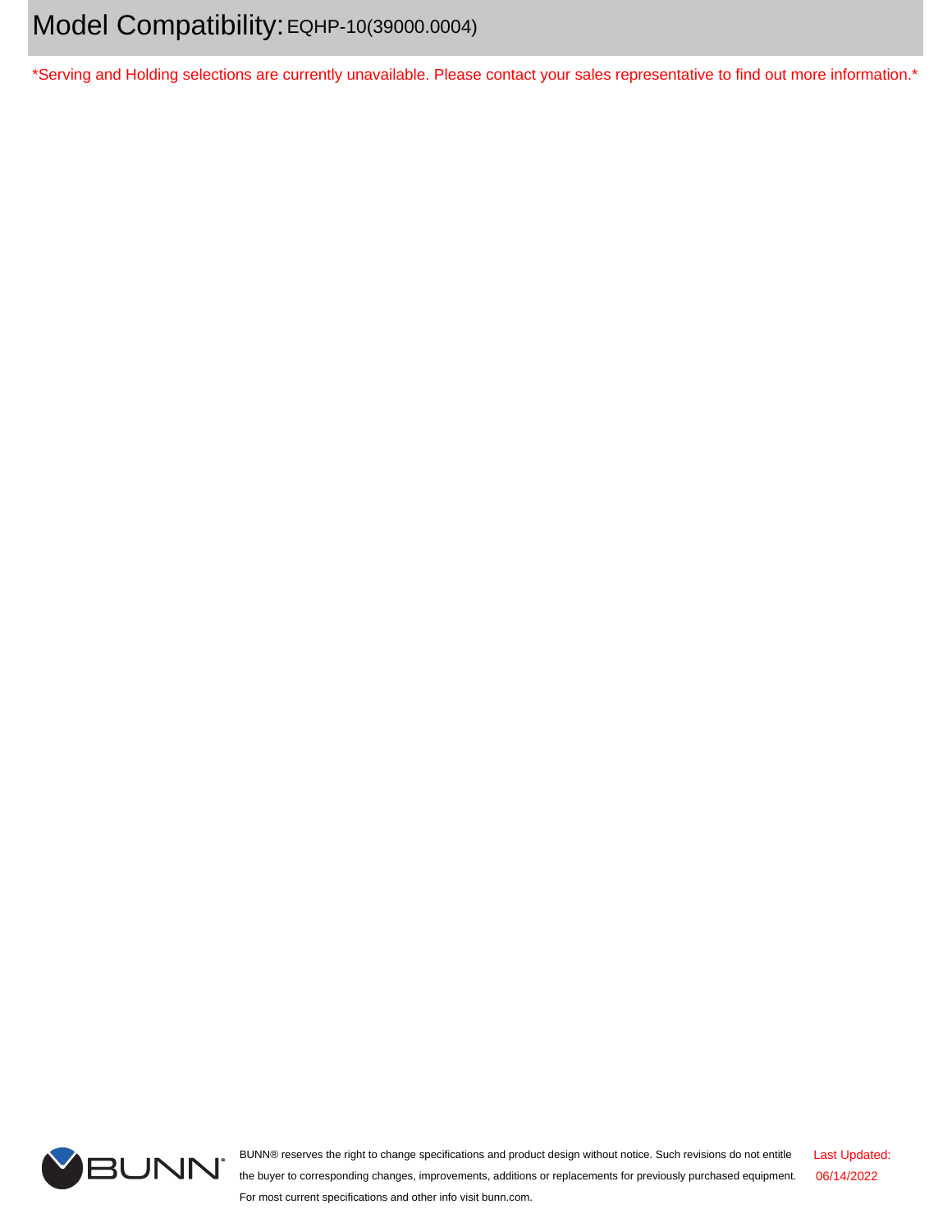# Model Compatibility: EQHP-10(39000.0004)

*Serving and Holding selections are currently unavailable. Please contact your sales representative to find out more information.*

BUNN® reserves the right to change specifications and product design without notice. Such revisions do not entitle the buyer to corresponding changes, improvements, additions or replacements for previously purchased equipment. For most current specifications and other info visit bunn.com.

Last Updated: 06/14/2022